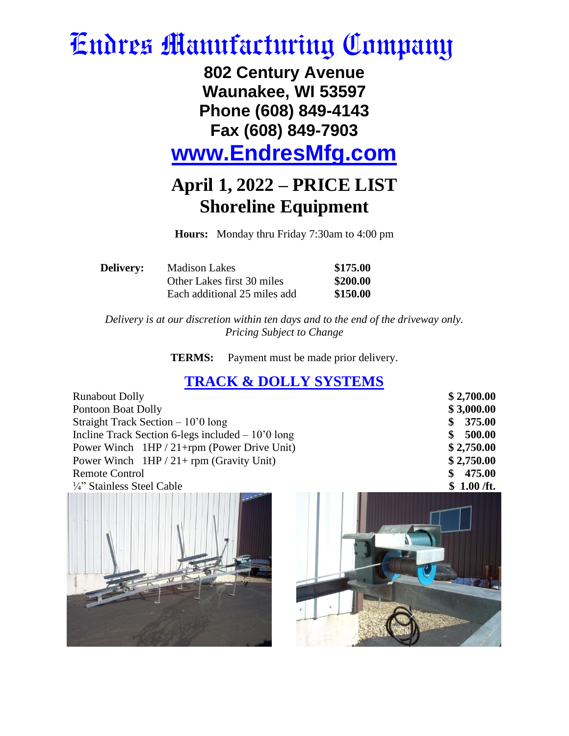# Endres Manufacturing Company

**802 Century Avenue**
**Waunakee, WI 53597**
**Phone (608) 849-4143**
**Fax (608) 849-7903**

## [www.EndresMfg.com](http://www.EndresMfg.com)

# April 1, 2022 – PRICE LIST
# Shoreline Equipment

**Hours:** Monday thru Friday 7:30am to 4:00 pm

| **Delivery:** | Madison Lakes | **$175.00** |
|---|---|---|
| | Other Lakes first 30 miles | **$200.00** |
| | Each additional 25 miles add | **$150.00** |

*Delivery is at our discretion within ten days and to the end of the driveway only.*
*Pricing Subject to Change*

**TERMS:** Payment must be made prior delivery.

## TRACK & DOLLY SYSTEMS

| Item | Price |
|---|---|
| Runabout Dolly | **$ 2,700.00** |
| Pontoon Boat Dolly | **$ 3,000.00** |
| Straight Track Section – 10'0 long | **$ 375.00** |
| Incline Track Section 6-legs included – 10'0 long | **$ 500.00** |
| Power Winch 1HP / 21+rpm (Power Drive Unit) | **$ 2,750.00** |
| Power Winch 1HP / 21+ rpm (Gravity Unit) | **$ 2,750.00** |
| Remote Control | **$ 475.00** |
| ¼" Stainless Steel Cable | **$ 1.00 /ft.** |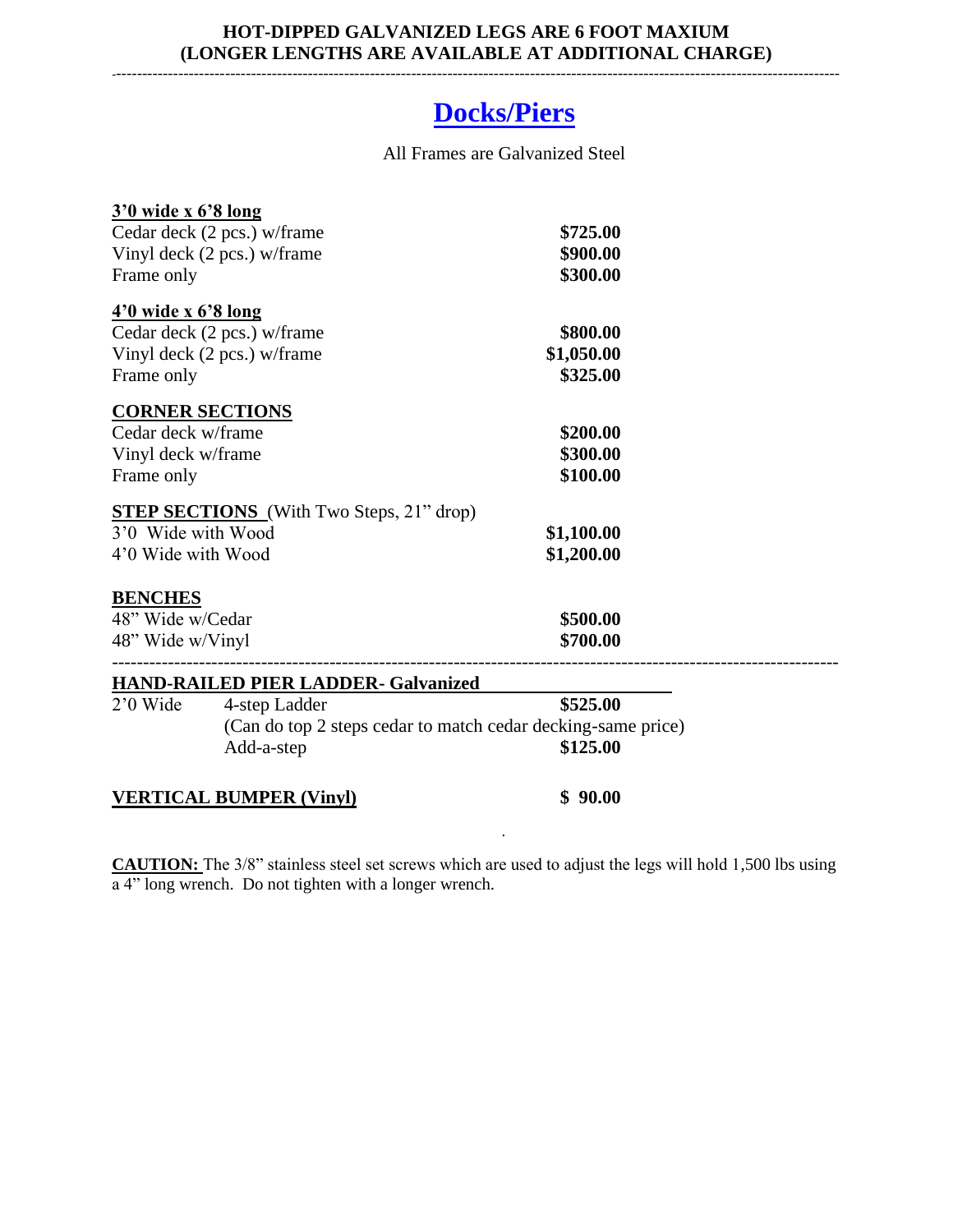**HOT-DIPPED GALVANIZED LEGS ARE 6 FOOT MAXIUM**
**(LONGER LENGTHS ARE AVAILABLE AT ADDITIONAL CHARGE)**

---

# Docks/Piers

All Frames are Galvanized Steel

**3'0 wide x 6'8 long**

| | |
|---|---|
| Cedar deck (2 pcs.) w/frame | **$725.00** |
| Vinyl deck (2 pcs.) w/frame | **$900.00** |
| Frame only | **$300.00** |

**4'0 wide x 6'8 long**

| | |
|---|---|
| Cedar deck (2 pcs.) w/frame | **$800.00** |
| Vinyl deck (2 pcs.) w/frame | **$1,050.00** |
| Frame only | **$325.00** |

**CORNER SECTIONS**

| | |
|---|---|
| Cedar deck w/frame | **$200.00** |
| Vinyl deck w/frame | **$300.00** |
| Frame only | **$100.00** |

**STEP SECTIONS** (With Two Steps, 21" drop)

| | |
|---|---|
| 3'0 Wide with Wood | **$1,100.00** |
| 4'0 Wide with Wood | **$1,200.00** |

**BENCHES**

| | |
|---|---|
| 48" Wide w/Cedar | **$500.00** |
| 48" Wide w/Vinyl | **$700.00** |

---

**HAND-RAILED PIER LADDER- Galvanized**

| | | |
|---|---|---|
| 2'0 Wide | 4-step Ladder | **$525.00** |
| | (Can do top 2 steps cedar to match cedar decking-same price) | |
| | Add-a-step | **$125.00** |

**VERTICAL BUMPER (Vinyl)** **$ 90.00**

**CAUTION:** The 3/8" stainless steel set screws which are used to adjust the legs will hold 1,500 lbs using a 4" long wrench. Do not tighten with a longer wrench.